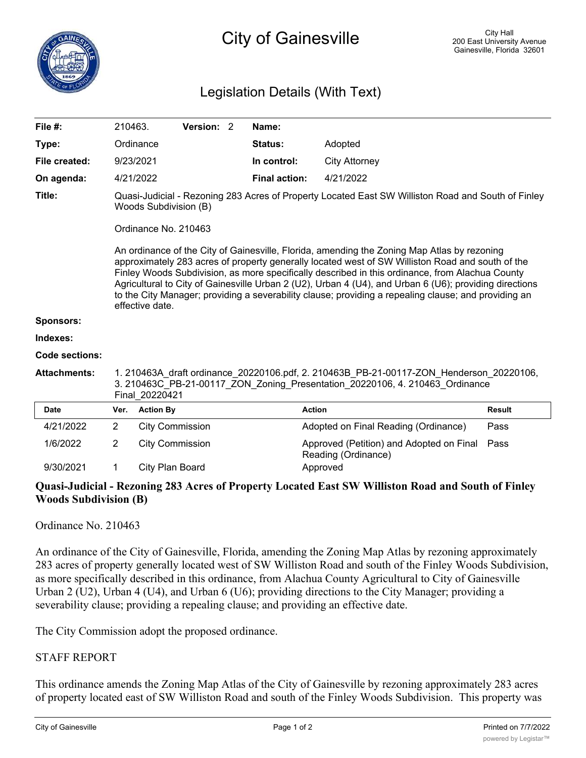# City of Gainesville

City Hall
200 East University Avenue
Gainesville, Florida 32601

## Legislation Details (With Text)

| | | | |
|---|---|---|---|
| **File #:** | 210463. **Version:** 2 | **Name:** | |
| **Type:** | Ordinance | **Status:** | Adopted |
| **File created:** | 9/23/2021 | **In control:** | City Attorney |
| **On agenda:** | 4/21/2022 | **Final action:** | 4/21/2022 |

**Title:** Quasi-Judicial - Rezoning 283 Acres of Property Located East SW Williston Road and South of Finley Woods Subdivision (B)

Ordinance No. 210463

An ordinance of the City of Gainesville, Florida, amending the Zoning Map Atlas by rezoning approximately 283 acres of property generally located west of SW Williston Road and south of the Finley Woods Subdivision, as more specifically described in this ordinance, from Alachua County Agricultural to City of Gainesville Urban 2 (U2), Urban 4 (U4), and Urban 6 (U6); providing directions to the City Manager; providing a severability clause; providing a repealing clause; and providing an effective date.

**Sponsors:**

**Indexes:**

**Code sections:**

**Attachments:** 1. 210463A_draft ordinance_20220106.pdf, 2. 210463B_PB-21-00117-ZON_Henderson_20220106, 3. 210463C_PB-21-00117_ZON_Zoning_Presentation_20220106, 4. 210463_Ordinance Final_20220421

| Date | Ver. | Action By | Action | Result |
|---|---|---|---|---|
| 4/21/2022 | 2 | City Commission | Adopted on Final Reading (Ordinance) | Pass |
| 1/6/2022 | 2 | City Commission | Approved (Petition) and Adopted on Final Reading (Ordinance) | Pass |
| 9/30/2021 | 1 | City Plan Board | Approved | |

**Quasi-Judicial - Rezoning 283 Acres of Property Located East SW Williston Road and South of Finley Woods Subdivision (B)**

Ordinance No. 210463

An ordinance of the City of Gainesville, Florida, amending the Zoning Map Atlas by rezoning approximately 283 acres of property generally located west of SW Williston Road and south of the Finley Woods Subdivision, as more specifically described in this ordinance, from Alachua County Agricultural to City of Gainesville Urban 2 (U2), Urban 4 (U4), and Urban 6 (U6); providing directions to the City Manager; providing a severability clause; providing a repealing clause; and providing an effective date.

The City Commission adopt the proposed ordinance.

STAFF REPORT

This ordinance amends the Zoning Map Atlas of the City of Gainesville by rezoning approximately 283 acres of property located east of SW Williston Road and south of the Finley Woods Subdivision. This property was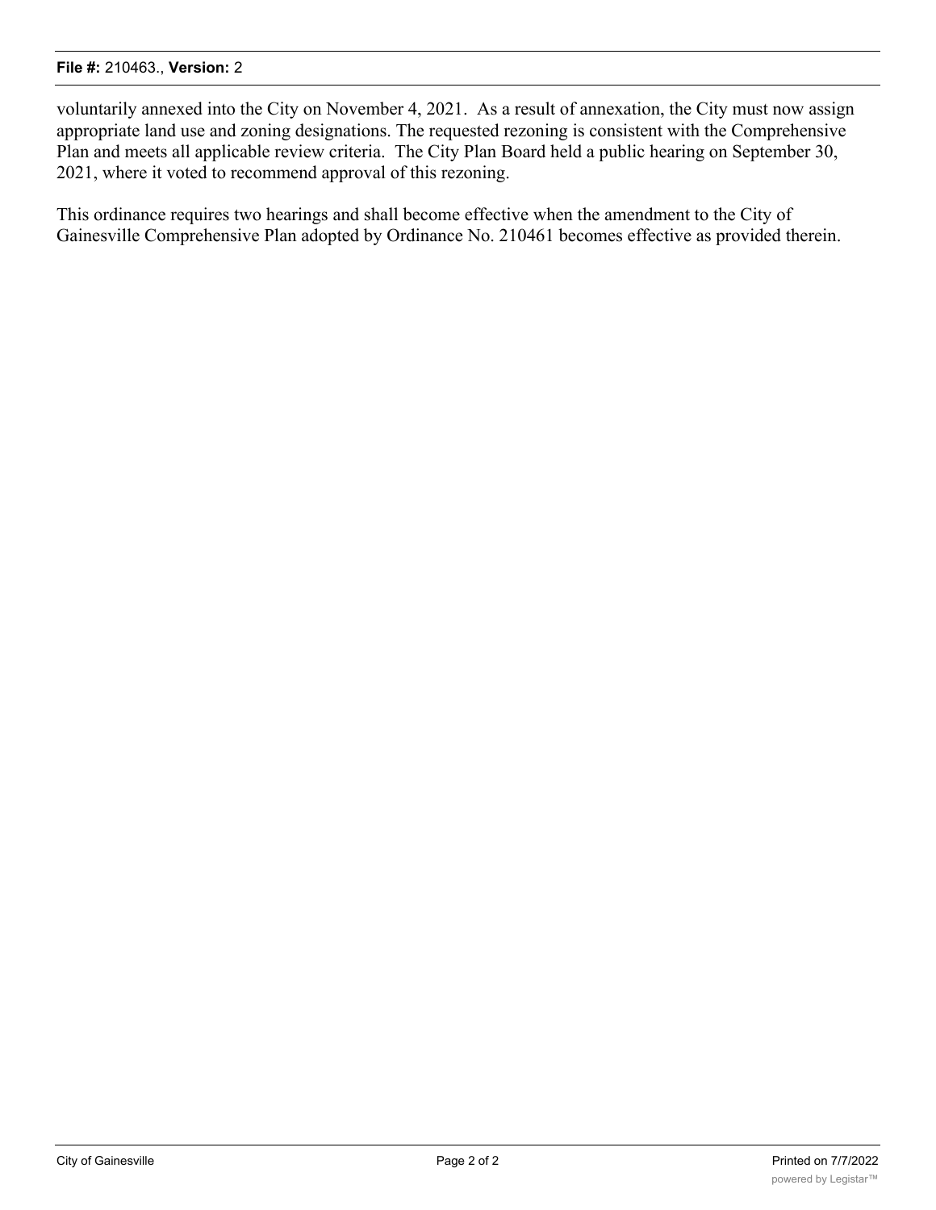voluntarily annexed into the City on November 4, 2021. As a result of annexation, the City must now assign appropriate land use and zoning designations. The requested rezoning is consistent with the Comprehensive Plan and meets all applicable review criteria. The City Plan Board held a public hearing on September 30, 2021, where it voted to recommend approval of this rezoning.

This ordinance requires two hearings and shall become effective when the amendment to the City of Gainesville Comprehensive Plan adopted by Ordinance No. 210461 becomes effective as provided therein.